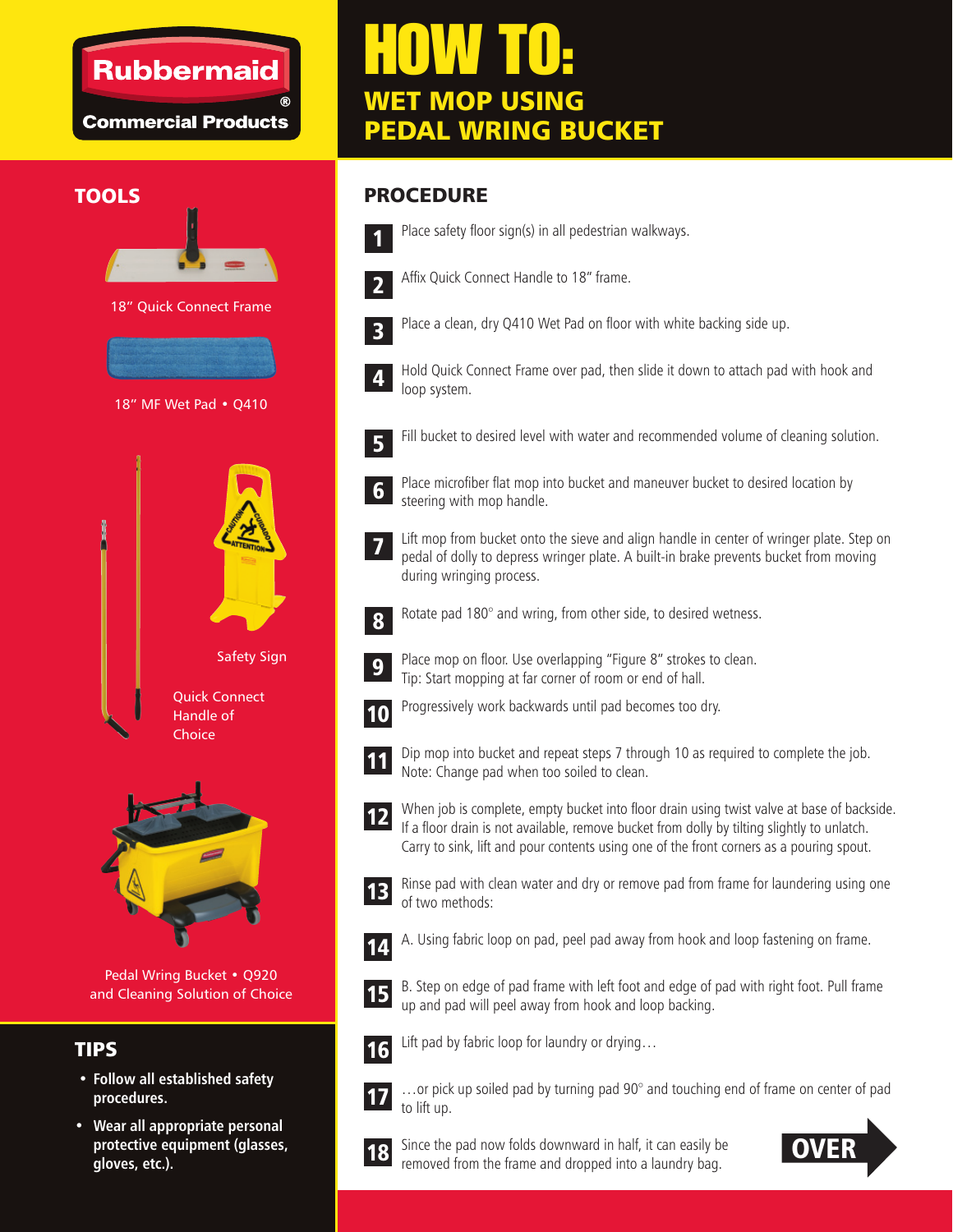Rubbermaid Commercial Products

# HOW TO:

## WET MOP USING PEDAL WRING BUCKET

## TOOLS

18" Quick Connect Frame

18" MF Wet Pad • Q410

Safety Sign

Quick Connect Handle of Choice

Pedal Wring Bucket • Q920 and Cleaning Solution of Choice

## TIPS

- **Follow all established safety procedures.**
- **Wear all appropriate personal protective equipment (glasses, gloves, etc.).**

## PROCEDURE

1. Place safety floor sign(s) in all pedestrian walkways.
2. Affix Quick Connect Handle to 18" frame.
3. Place a clean, dry Q410 Wet Pad on floor with white backing side up.
4. Hold Quick Connect Frame over pad, then slide it down to attach pad with hook and loop system.
5. Fill bucket to desired level with water and recommended volume of cleaning solution.
6. Place microfiber flat mop into bucket and maneuver bucket to desired location by steering with mop handle.
7. Lift mop from bucket onto the sieve and align handle in center of wringer plate. Step on pedal of dolly to depress wringer plate. A built-in brake prevents bucket from moving during wringing process.
8. Rotate pad 180° and wring, from other side, to desired wetness.
9. Place mop on floor. Use overlapping "Figure 8" strokes to clean. Tip: Start mopping at far corner of room or end of hall.
10. Progressively work backwards until pad becomes too dry.
11. Dip mop into bucket and repeat steps 7 through 10 as required to complete the job. Note: Change pad when too soiled to clean.
12. When job is complete, empty bucket into floor drain using twist valve at base of backside. If a floor drain is not available, remove bucket from dolly by tilting slightly to unlatch. Carry to sink, lift and pour contents using one of the front corners as a pouring spout.
13. Rinse pad with clean water and dry or remove pad from frame for laundering using one of two methods:
14. A. Using fabric loop on pad, peel pad away from hook and loop fastening on frame.
15. B. Step on edge of pad frame with left foot and edge of pad with right foot. Pull frame up and pad will peel away from hook and loop backing.
16. Lift pad by fabric loop for laundry or drying…
17. …or pick up soiled pad by turning pad 90° and touching end of frame on center of pad to lift up.
18. Since the pad now folds downward in half, it can easily be removed from the frame and dropped into a laundry bag.

OVER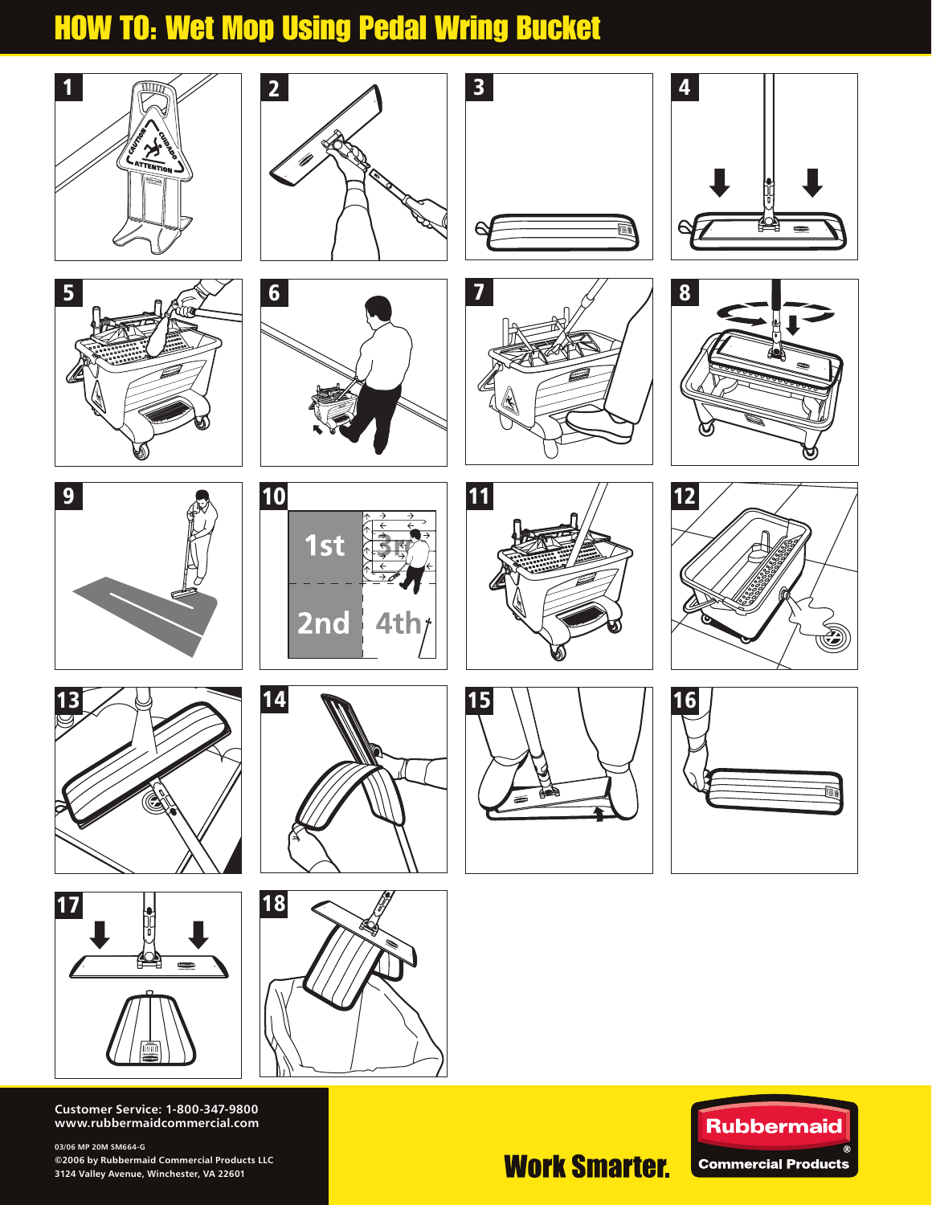# HOW TO: Wet Mop Using Pedal Wring Bucket

1

2

3

4

5

6

7

8

9

10

1st

2nd

3rd

4th

11

12

13

14

15

16

17

18

**Customer Service: 1-800-347-9800**
**www.rubbermaidcommercial.com**

03/06 MP 20M SM664-G
©2006 by Rubbermaid Commercial Products LLC
3124 Valley Avenue, Winchester, VA 22601

**Work Smarter.**

**Rubbermaid® Commercial Products**